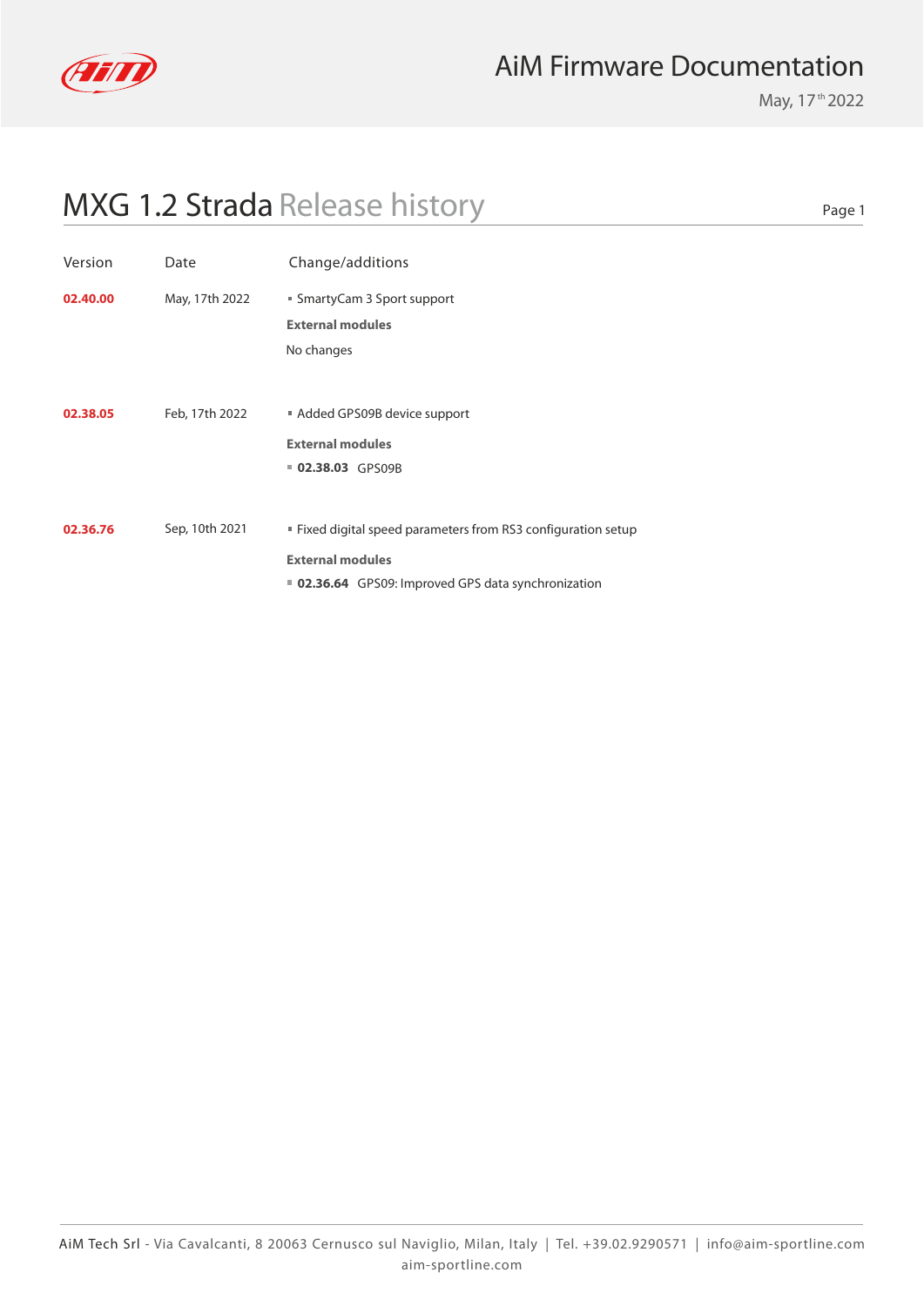# MXG 1.2 Strada Release history

| Version | Date | Change/additions |
|---|---|---|
| **02.40.00** | May, 17th 2022 | ▪ SmartyCam 3 Sport support<br>**External modules**<br>No changes |
| **02.38.05** | Feb, 17th 2022 | ▪ Added GPS09B device support<br>**External modules**<br>▪ **02.38.03** GPS09B |
| **02.36.76** | Sep, 10th 2021 | ▪ Fixed digital speed parameters from RS3 configuration setup<br>**External modules**<br>▪ **02.36.64** GPS09: Improved GPS data synchronization |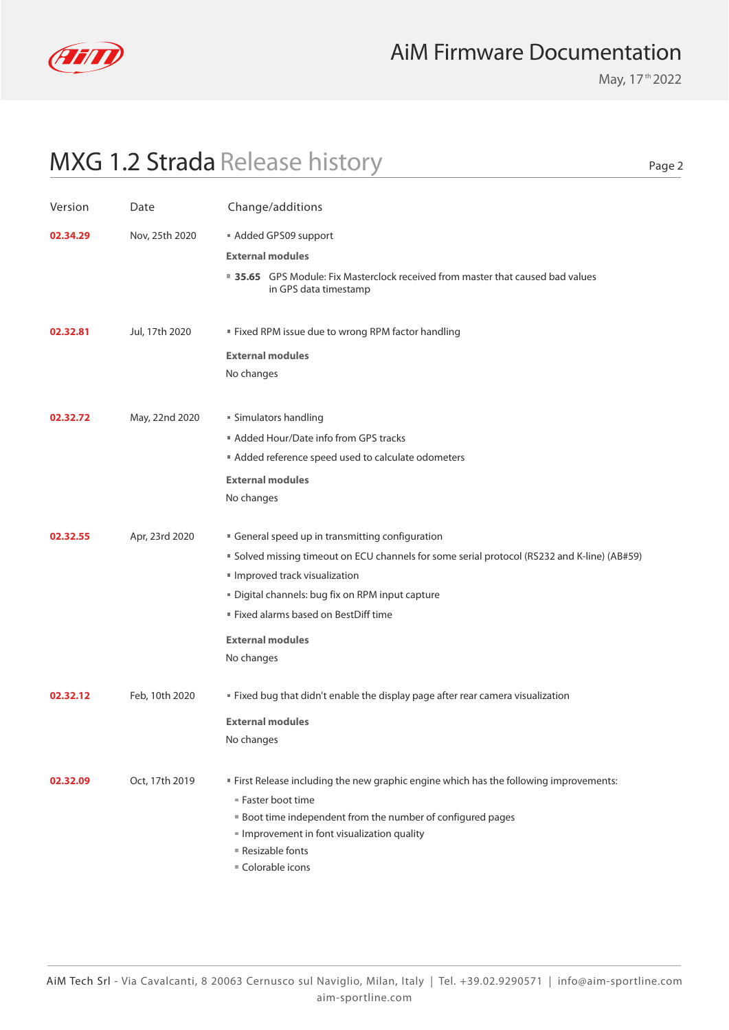## MXG 1.2 Strada Release history

| Version | Date | Change/additions |
| --- | --- | --- |
| **02.34.29** | Nov, 25th 2020 | ▪ Added GPS09 support<br>**External modules**<br>▪ **35.65** GPS Module: Fix Masterclock received from master that caused bad values in GPS data timestamp |
| **02.32.81** | Jul, 17th 2020 | ▪ Fixed RPM issue due to wrong RPM factor handling<br>**External modules**<br>No changes |
| **02.32.72** | May, 22nd 2020 | ▪ Simulators handling<br>▪ Added Hour/Date info from GPS tracks<br>▪ Added reference speed used to calculate odometers<br>**External modules**<br>No changes |
| **02.32.55** | Apr, 23rd 2020 | ▪ General speed up in transmitting configuration<br>▪ Solved missing timeout on ECU channels for some serial protocol (RS232 and K-line) (AB#59)<br>▪ Improved track visualization<br>▪ Digital channels: bug fix on RPM input capture<br>▪ Fixed alarms based on BestDiff time<br>**External modules**<br>No changes |
| **02.32.12** | Feb, 10th 2020 | ▪ Fixed bug that didn't enable the display page after rear camera visualization<br>**External modules**<br>No changes |
| **02.32.09** | Oct, 17th 2019 | ▪ First Release including the new graphic engine which has the following improvements:<br>  ▪ Faster boot time<br>  ▪ Boot time independent from the number of configured pages<br>  ▪ Improvement in font visualization quality<br>  ▪ Resizable fonts<br>  ▪ Colorable icons |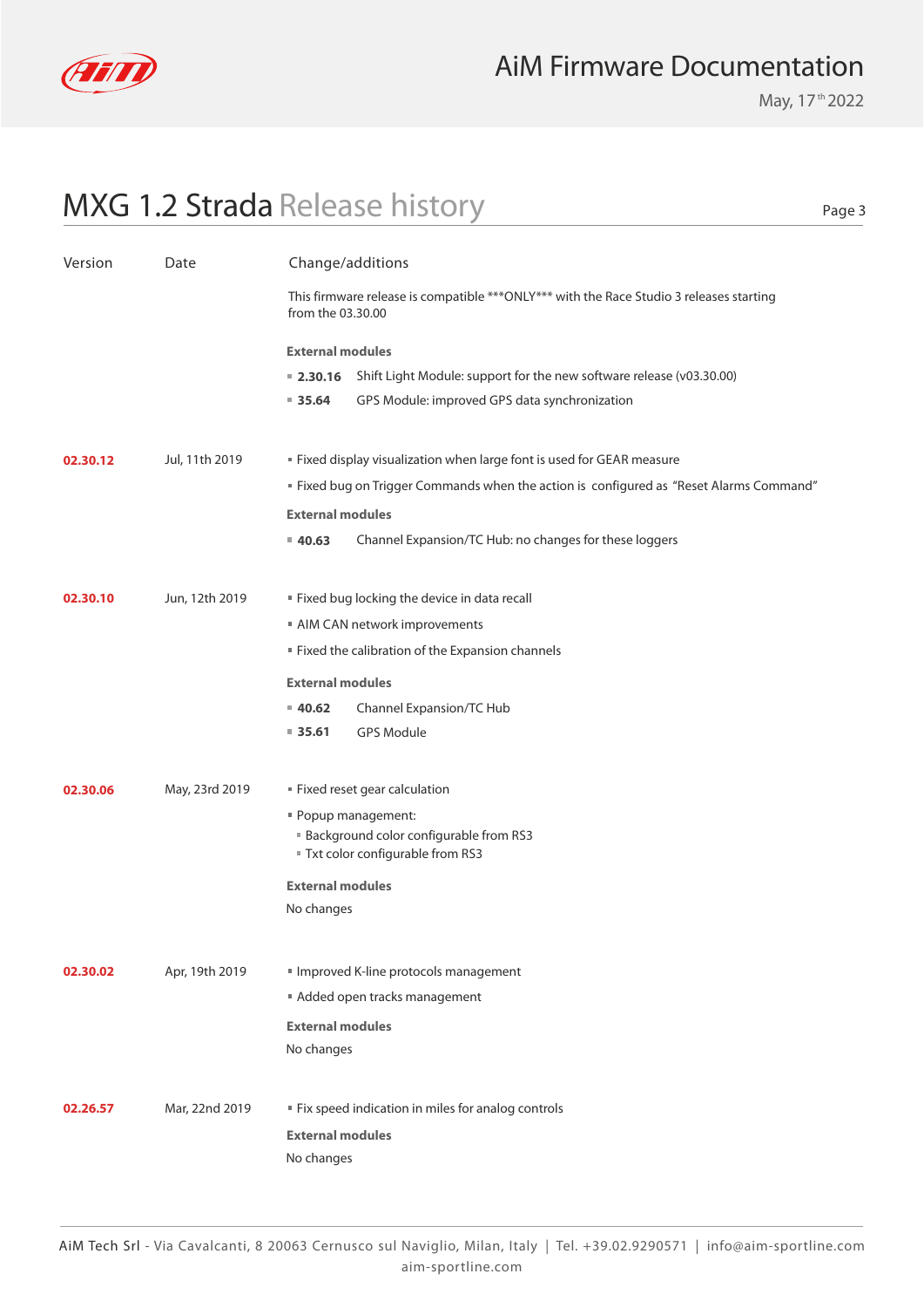## MXG 1.2 Strada Release history

| Version | Date | Change/additions |
|---|---|---|
| | | This firmware release is compatible \*\*\*ONLY\*\*\* with the Race Studio 3 releases starting from the 03.30.00<br><br>**External modules**<br>▪ **2.30.16** Shift Light Module: support for the new software release (v03.30.00)<br>▪ **35.64** GPS Module: improved GPS data synchronization |
| **02.30.12** | Jul, 11th 2019 | ▪ Fixed display visualization when large font is used for GEAR measure<br>▪ Fixed bug on Trigger Commands when the action is configured as "Reset Alarms Command"<br><br>**External modules**<br>▪ **40.63** Channel Expansion/TC Hub: no changes for these loggers |
| **02.30.10** | Jun, 12th 2019 | ▪ Fixed bug locking the device in data recall<br>▪ AIM CAN network improvements<br>▪ Fixed the calibration of the Expansion channels<br><br>**External modules**<br>▪ **40.62** Channel Expansion/TC Hub<br>▪ **35.61** GPS Module |
| **02.30.06** | May, 23rd 2019 | ▪ Fixed reset gear calculation<br>▪ Popup management:<br>&nbsp;&nbsp;▪ Background color configurable from RS3<br>&nbsp;&nbsp;▪ Txt color configurable from RS3<br><br>**External modules**<br>No changes |
| **02.30.02** | Apr, 19th 2019 | ▪ Improved K-line protocols management<br>▪ Added open tracks management<br><br>**External modules**<br>No changes |
| **02.26.57** | Mar, 22nd 2019 | ▪ Fix speed indication in miles for analog controls<br><br>**External modules**<br>No changes |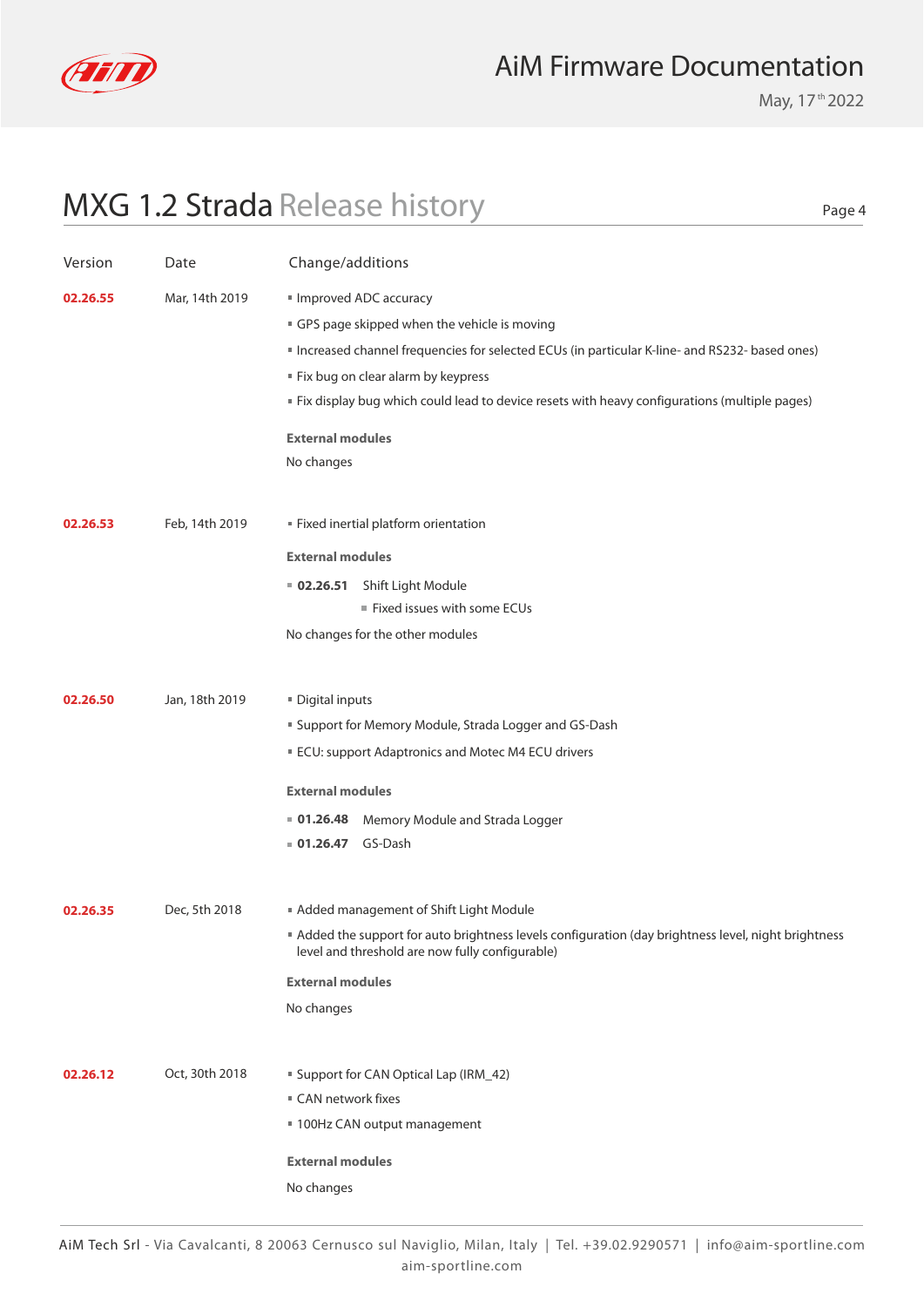# MXG 1.2 Strada Release history

| Version | Date | Change/additions |
|---|---|---|
| **02.26.55** | Mar, 14th 2019 | ▪ Improved ADC accuracy<br>▪ GPS page skipped when the vehicle is moving<br>▪ Increased channel frequencies for selected ECUs (in particular K-line- and RS232- based ones)<br>▪ Fix bug on clear alarm by keypress<br>▪ Fix display bug which could lead to device resets with heavy configurations (multiple pages)<br>**External modules**<br>No changes |
| **02.26.53** | Feb, 14th 2019 | ▪ Fixed inertial platform orientation<br>**External modules**<br>▪ **02.26.51** Shift Light Module<br>▪ Fixed issues with some ECUs<br>No changes for the other modules |
| **02.26.50** | Jan, 18th 2019 | ▪ Digital inputs<br>▪ Support for Memory Module, Strada Logger and GS-Dash<br>▪ ECU: support Adaptronics and Motec M4 ECU drivers<br>**External modules**<br>▪ **01.26.48** Memory Module and Strada Logger<br>▪ **01.26.47** GS-Dash |
| **02.26.35** | Dec, 5th 2018 | ▪ Added management of Shift Light Module<br>▪ Added the support for auto brightness levels configuration (day brightness level, night brightness level and threshold are now fully configurable)<br>**External modules**<br>No changes |
| **02.26.12** | Oct, 30th 2018 | ▪ Support for CAN Optical Lap (IRM_42)<br>▪ CAN network fixes<br>▪ 100Hz CAN output management<br>**External modules**<br>No changes |